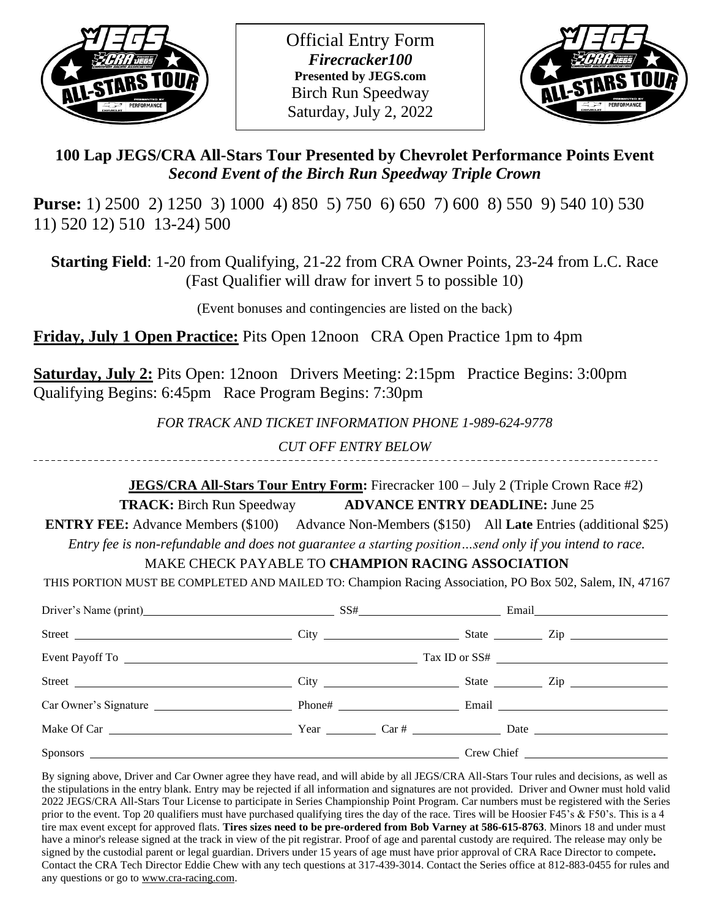Official Entry Form

***Firecracker100***

**Presented by JEGS.com**

Birch Run Speedway

Saturday, July 2, 2022

## 100 Lap JEGS/CRA All-Stars Tour Presented by Chevrolet Performance Points Event

***Second Event of the Birch Run Speedway Triple Crown***

**Purse:** 1) 2500 2) 1250 3) 1000 4) 850 5) 750 6) 650 7) 600 8) 550 9) 540 10) 530 11) 520 12) 510 13-24) 500

**Starting Field**: 1-20 from Qualifying, 21-22 from CRA Owner Points, 23-24 from L.C. Race (Fast Qualifier will draw for invert 5 to possible 10)

(Event bonuses and contingencies are listed on the back)

**Friday, July 1 Open Practice:** Pits Open 12noon CRA Open Practice 1pm to 4pm

**Saturday, July 2:** Pits Open: 12noon Drivers Meeting: 2:15pm Practice Begins: 3:00pm Qualifying Begins: 6:45pm Race Program Begins: 7:30pm

*FOR TRACK AND TICKET INFORMATION PHONE 1-989-624-9778*

*CUT OFF ENTRY BELOW*

---

**JEGS/CRA All-Stars Tour Entry Form:** Firecracker 100 – July 2 (Triple Crown Race #2)

**TRACK:** Birch Run Speedway **ADVANCE ENTRY DEADLINE:** June 25

**ENTRY FEE:** Advance Members ($100) Advance Non-Members ($150) All **Late** Entries (additional $25)

*Entry fee is non-refundable and does not guarantee a starting position…send only if you intend to race.*

MAKE CHECK PAYABLE TO **CHAMPION RACING ASSOCIATION**

THIS PORTION MUST BE COMPLETED AND MAILED TO: Champion Racing Association, PO Box 502, Salem, IN, 47167

Driver's Name (print)\_\_\_\_\_\_\_\_\_\_ SS#\_\_\_\_\_\_\_\_\_\_ Email\_\_\_\_\_\_\_\_\_\_

Street \_\_\_\_\_\_\_\_\_\_ City \_\_\_\_\_\_\_\_\_\_ State \_\_\_\_\_ Zip \_\_\_\_\_\_\_\_\_\_

Event Payoff To \_\_\_\_\_\_\_\_\_\_ Tax ID or SS# \_\_\_\_\_\_\_\_\_\_

Street \_\_\_\_\_\_\_\_\_\_ City \_\_\_\_\_\_\_\_\_\_ State \_\_\_\_\_ Zip \_\_\_\_\_\_\_\_\_\_

Car Owner's Signature \_\_\_\_\_\_\_\_\_\_ Phone# \_\_\_\_\_\_\_\_\_\_ Email \_\_\_\_\_\_\_\_\_\_

Make Of Car \_\_\_\_\_\_\_\_\_\_ Year \_\_\_\_\_ Car # \_\_\_\_\_\_\_\_\_\_ Date \_\_\_\_\_\_\_\_\_\_

Sponsors \_\_\_\_\_\_\_\_\_\_ Crew Chief \_\_\_\_\_\_\_\_\_\_

By signing above, Driver and Car Owner agree they have read, and will abide by all JEGS/CRA All-Stars Tour rules and decisions, as well as the stipulations in the entry blank. Entry may be rejected if all information and signatures are not provided. Driver and Owner must hold valid 2022 JEGS/CRA All-Stars Tour License to participate in Series Championship Point Program. Car numbers must be registered with the Series prior to the event. Top 20 qualifiers must have purchased qualifying tires the day of the race. Tires will be Hoosier F45's & F50's. This is a 4 tire max event except for approved flats. **Tires sizes need to be pre-ordered from Bob Varney at 586-615-8763**. Minors 18 and under must have a minor's release signed at the track in view of the pit registrar. Proof of age and parental custody are required. The release may only be signed by the custodial parent or legal guardian. Drivers under 15 years of age must have prior approval of CRA Race Director to compete**.** Contact the CRA Tech Director Eddie Chew with any tech questions at 317-439-3014. Contact the Series office at 812-883-0455 for rules and any questions or go to www.cra-racing.com.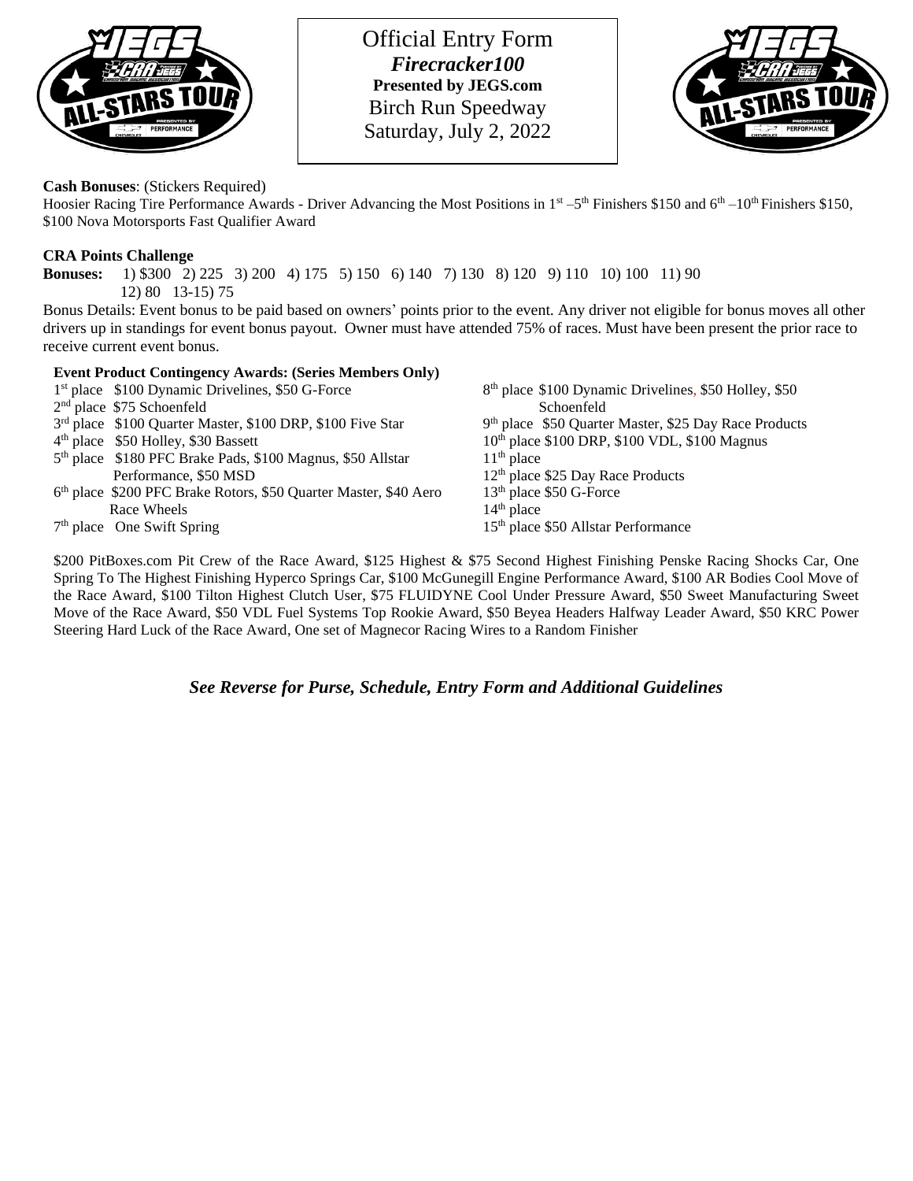# Official Entry Form

***Firecracker100***

**Presented by JEGS.com**

Birch Run Speedway

Saturday, July 2, 2022

**Cash Bonuses**: (Stickers Required)

Hoosier Racing Tire Performance Awards - Driver Advancing the Most Positions in 1st –5th Finishers $150 and 6th –10th Finishers $150, $100 Nova Motorsports Fast Qualifier Award

**CRA Points Challenge**

**Bonuses:** 1) $300 2) 225 3) 200 4) 175 5) 150 6) 140 7) 130 8) 120 9) 110 10) 100 11) 90 12) 80 13-15) 75

Bonus Details: Event bonus to be paid based on owners' points prior to the event. Any driver not eligible for bonus moves all other drivers up in standings for event bonus payout. Owner must have attended 75% of races. Must have been present the prior race to receive current event bonus.

**Event Product Contingency Awards: (Series Members Only)**

- 1st place $100 Dynamic Drivelines, $50 G-Force
- 2nd place $75 Schoenfeld
- 3rd place $100 Quarter Master, $100 DRP, $100 Five Star
- 4th place $50 Holley, $30 Bassett
- 5th place $180 PFC Brake Pads, $100 Magnus, $50 Allstar Performance, $50 MSD
- 6th place $200 PFC Brake Rotors, $50 Quarter Master, $40 Aero Race Wheels
- 7th place One Swift Spring
- 8th place $100 Dynamic Drivelines, $50 Holley, $50 Schoenfeld
- 9th place $50 Quarter Master, $25 Day Race Products
- 10th place $100 DRP, $100 VDL, $100 Magnus
- 11th place
- 12th place $25 Day Race Products
- 13th place $50 G-Force
- 14th place
- 15th place $50 Allstar Performance

$200 PitBoxes.com Pit Crew of the Race Award, $125 Highest & $75 Second Highest Finishing Penske Racing Shocks Car, One Spring To The Highest Finishing Hyperco Springs Car, $100 McGunegill Engine Performance Award, $100 AR Bodies Cool Move of the Race Award, $100 Tilton Highest Clutch User, $75 FLUIDYNE Cool Under Pressure Award, $50 Sweet Manufacturing Sweet Move of the Race Award, $50 VDL Fuel Systems Top Rookie Award, $50 Beyea Headers Halfway Leader Award, $50 KRC Power Steering Hard Luck of the Race Award, One set of Magnecor Racing Wires to a Random Finisher

***See Reverse for Purse, Schedule, Entry Form and Additional Guidelines***